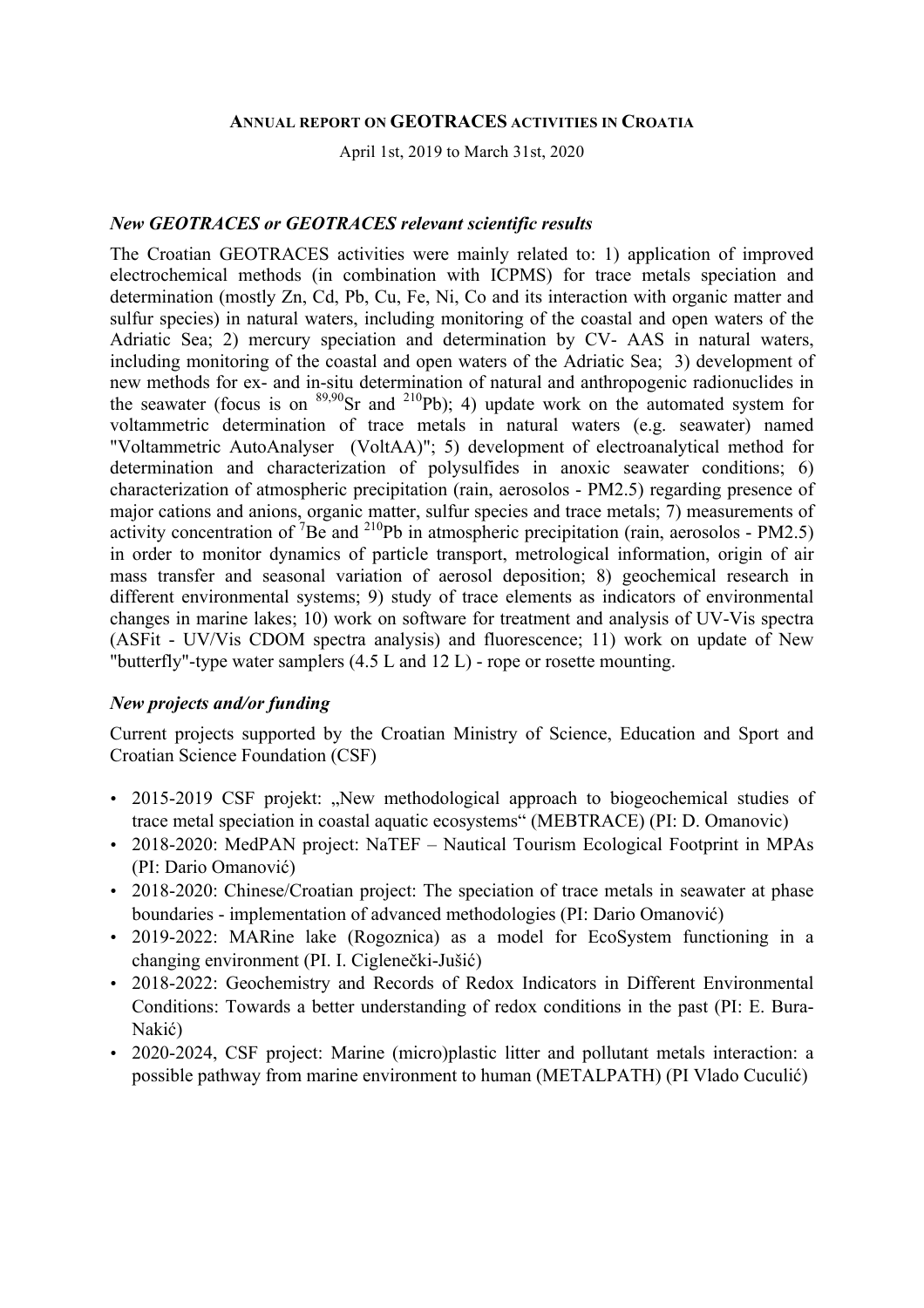# ANNUAL REPORT ON GEOTRACES ACTIVITIES IN CROATIA

April 1st, 2019 to March 31st, 2020

### *New GEOTRACES or GEOTRACES relevant scientific results*

The Croatian GEOTRACES activities were mainly related to: 1) application of improved electrochemical methods (in combination with ICPMS) for trace metals speciation and determination (mostly Zn, Cd, Pb, Cu, Fe, Ni, Co and its interaction with organic matter and sulfur species) in natural waters, including monitoring of the coastal and open waters of the Adriatic Sea; 2) mercury speciation and determination by CV- AAS in natural waters, including monitoring of the coastal and open waters of the Adriatic Sea; 3) development of new methods for ex- and in-situ determination of natural and anthropogenic radionuclides in the seawater (focus is on $^{89,90}Sr$ and $^{210}Pb$); 4) update work on the automated system for voltammetric determination of trace metals in natural waters (e.g. seawater) named "Voltammetric AutoAnalyser (VoltAA)"; 5) development of electroanalytical method for determination and characterization of polysulfides in anoxic seawater conditions; 6) characterization of atmospheric precipitation (rain, aerosolos - PM2.5) regarding presence of major cations and anions, organic matter, sulfur species and trace metals; 7) measurements of activity concentration of $^{7}Be$ and $^{210}Pb$ in atmospheric precipitation (rain, aerosolos - PM2.5) in order to monitor dynamics of particle transport, metrological information, origin of air mass transfer and seasonal variation of aerosol deposition; 8) geochemical research in different environmental systems; 9) study of trace elements as indicators of environmental changes in marine lakes; 10) work on software for treatment and analysis of UV-Vis spectra (ASFit - UV/Vis CDOM spectra analysis) and fluorescence; 11) work on update of New "butterfly"-type water samplers (4.5 L and 12 L) - rope or rosette mounting.

### *New projects and/or funding*

Current projects supported by the Croatian Ministry of Science, Education and Sport and Croatian Science Foundation (CSF)

- 2015-2019 CSF projekt: „New methodological approach to biogeochemical studies of trace metal speciation in coastal aquatic ecosystems" (MEBTRACE) (PI: D. Omanovic)
- 2018-2020: MedPAN project: NaTEF – Nautical Tourism Ecological Footprint in MPAs (PI: Dario Omanović)
- 2018-2020: Chinese/Croatian project: The speciation of trace metals in seawater at phase boundaries - implementation of advanced methodologies (PI: Dario Omanović)
- 2019-2022: MARine lake (Rogoznica) as a model for EcoSystem functioning in a changing environment (PI. I. Ciglenečki-Jušić)
- 2018-2022: Geochemistry and Records of Redox Indicators in Different Environmental Conditions: Towards a better understanding of redox conditions in the past (PI: E. Bura-Nakić)
- 2020-2024, CSF project: Marine (micro)plastic litter and pollutant metals interaction: a possible pathway from marine environment to human (METALPATH) (PI Vlado Cuculić)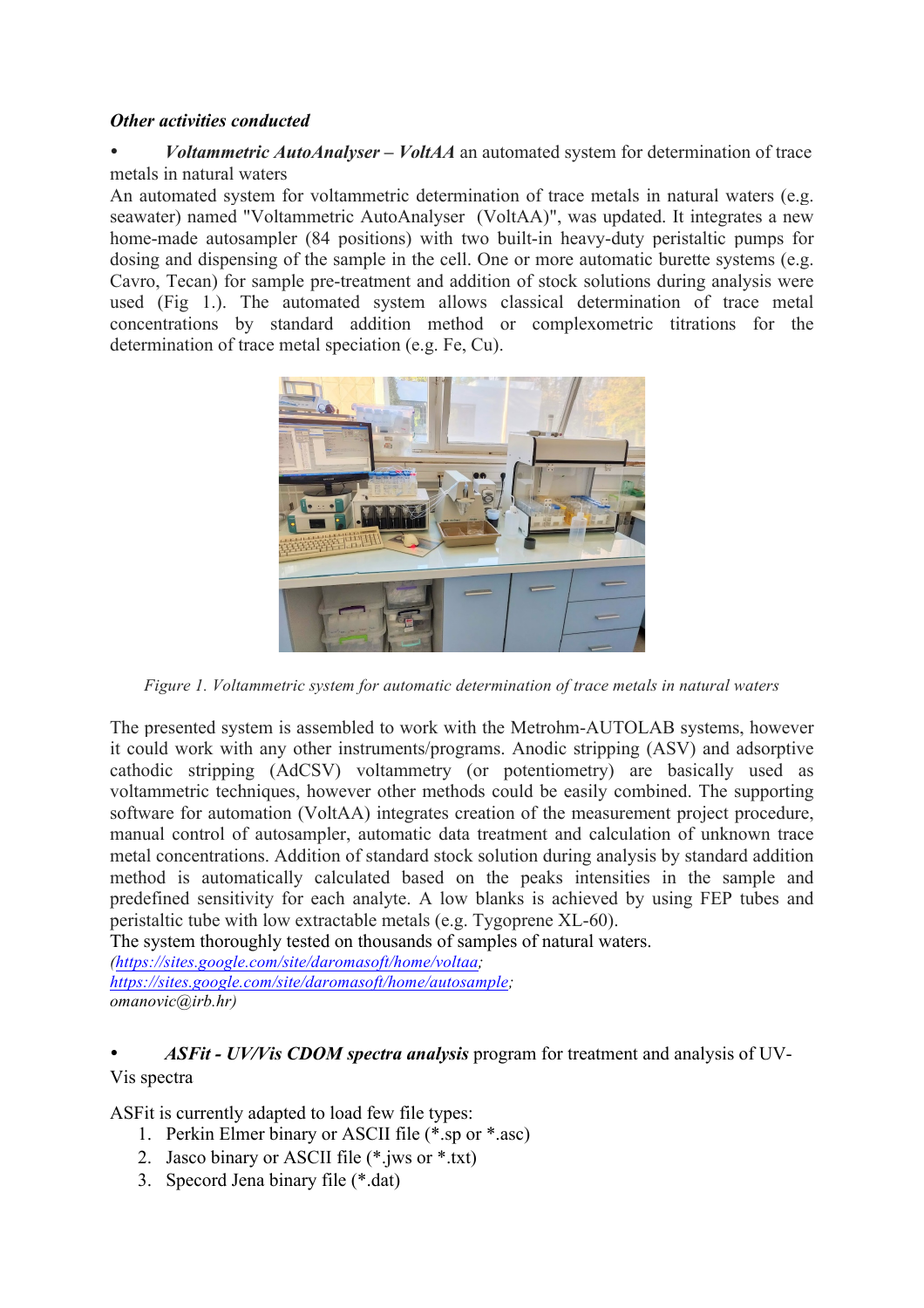***Other activities conducted***

- ***Voltammetric AutoAnalyser – VoltAA*** an automated system for determination of trace metals in natural waters

An automated system for voltammetric determination of trace metals in natural waters (e.g. seawater) named "Voltammetric AutoAnalyser (VoltAA)", was updated. It integrates a new home-made autosampler (84 positions) with two built-in heavy-duty peristaltic pumps for dosing and dispensing of the sample in the cell. One or more automatic burette systems (e.g. Cavro, Tecan) for sample pre-treatment and addition of stock solutions during analysis were used (Fig 1.). The automated system allows classical determination of trace metal concentrations by standard addition method or complexometric titrations for the determination of trace metal speciation (e.g. Fe, Cu).

*Figure 1. Voltammetric system for automatic determination of trace metals in natural waters*

The presented system is assembled to work with the Metrohm-AUTOLAB systems, however it could work with any other instruments/programs. Anodic stripping (ASV) and adsorptive cathodic stripping (AdCSV) voltammetry (or potentiometry) are basically used as voltammetric techniques, however other methods could be easily combined. The supporting software for automation (VoltAA) integrates creation of the measurement project procedure, manual control of autosampler, automatic data treatment and calculation of unknown trace metal concentrations. Addition of standard stock solution during analysis by standard addition method is automatically calculated based on the peaks intensities in the sample and predefined sensitivity for each analyte. A low blanks is achieved by using FEP tubes and peristaltic tube with low extractable metals (e.g. Tygoprene XL-60).

The system thoroughly tested on thousands of samples of natural waters.

*(https://sites.google.com/site/daromasoft/home/voltaa;*
*https://sites.google.com/site/daromasoft/home/autosample;*
*omanovic@irb.hr)*

- ***ASFit - UV/Vis CDOM spectra analysis*** program for treatment and analysis of UV-Vis spectra

ASFit is currently adapted to load few file types:

1. Perkin Elmer binary or ASCII file (*.sp or *.asc)
2. Jasco binary or ASCII file (*.jws or *.txt)
3. Specord Jena binary file (*.dat)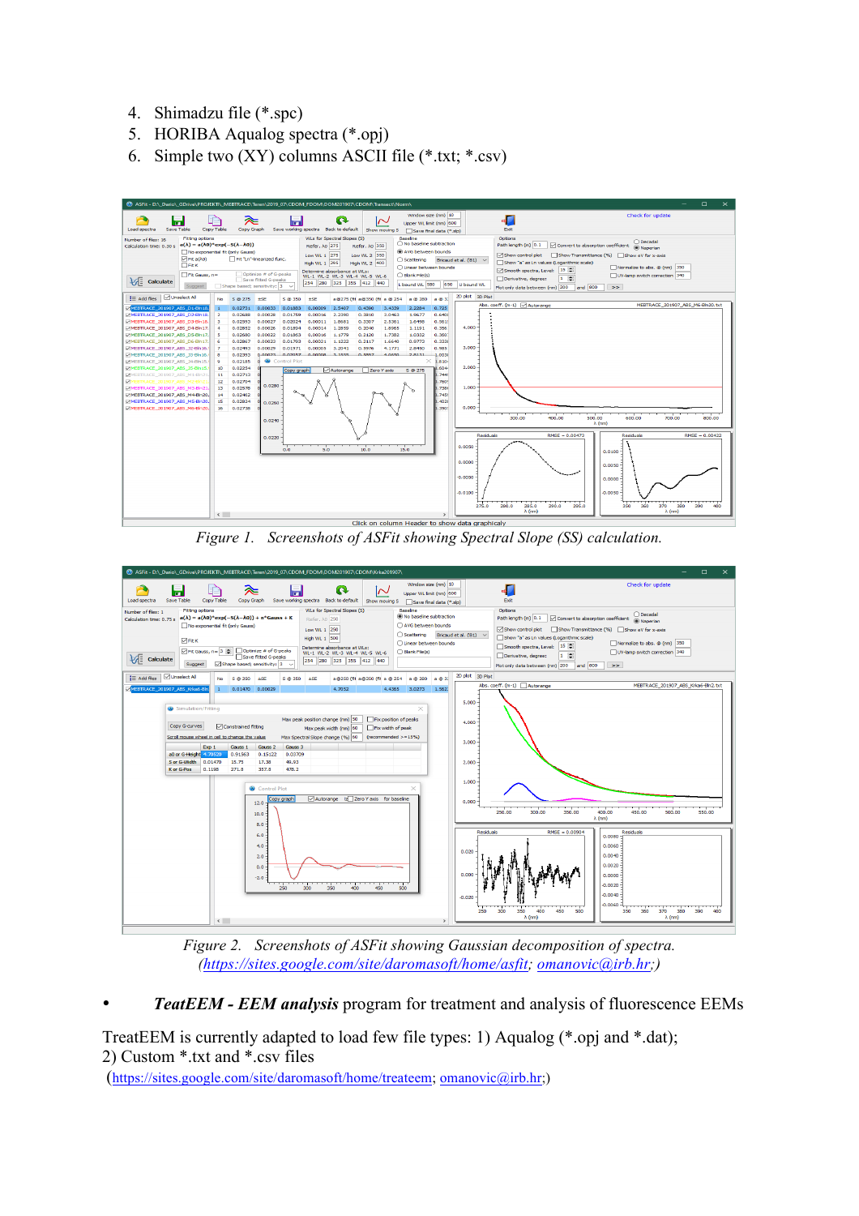4. Shimadzu file (*.spc)
5. HORIBA Aqualog spectra (*.opj)
6. Simple two (XY) columns ASCII file (*.txt; *.csv)

*Figure 1. Screenshots of ASFit showing Spectral Slope (SS) calculation.*

*Figure 2. Screenshots of ASFit showing Gaussian decomposition of spectra.*
*(https://sites.google.com/site/daromasoft/home/asfit; omanovic@irb.hr;)*

- ***TeatEEM - EEM analysis*** program for treatment and analysis of fluorescence EEMs

TreatEEM is currently adapted to load few file types: 1) Aqualog (*.opj and *.dat); 2) Custom *.txt and *.csv files

(https://sites.google.com/site/daromasoft/home/treateem; omanovic@irb.hr;)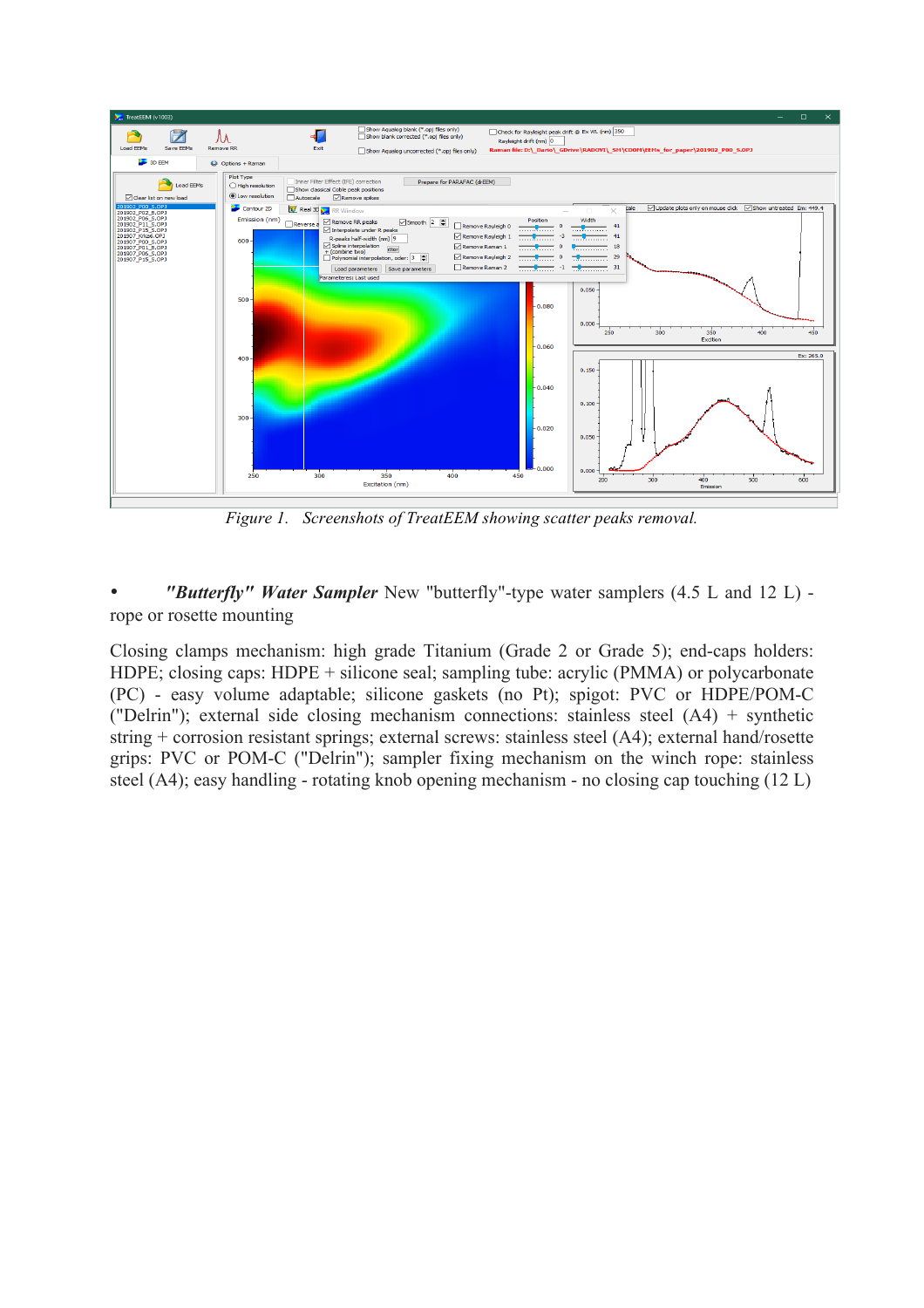*Figure 1. Screenshots of TreatEEM showing scatter peaks removal.*

- ***"Butterfly" Water Sampler*** New "butterfly"-type water samplers (4.5 L and 12 L) - rope or rosette mounting

Closing clamps mechanism: high grade Titanium (Grade 2 or Grade 5); end-caps holders: HDPE; closing caps: HDPE + silicone seal; sampling tube: acrylic (PMMA) or polycarbonate (PC) - easy volume adaptable; silicone gaskets (no Pt); spigot: PVC or HDPE/POM-C ("Delrin"); external side closing mechanism connections: stainless steel (A4) + synthetic string + corrosion resistant springs; external screws: stainless steel (A4); external hand/rosette grips: PVC or POM-C ("Delrin"); sampler fixing mechanism on the winch rope: stainless steel (A4); easy handling - rotating knob opening mechanism - no closing cap touching (12 L)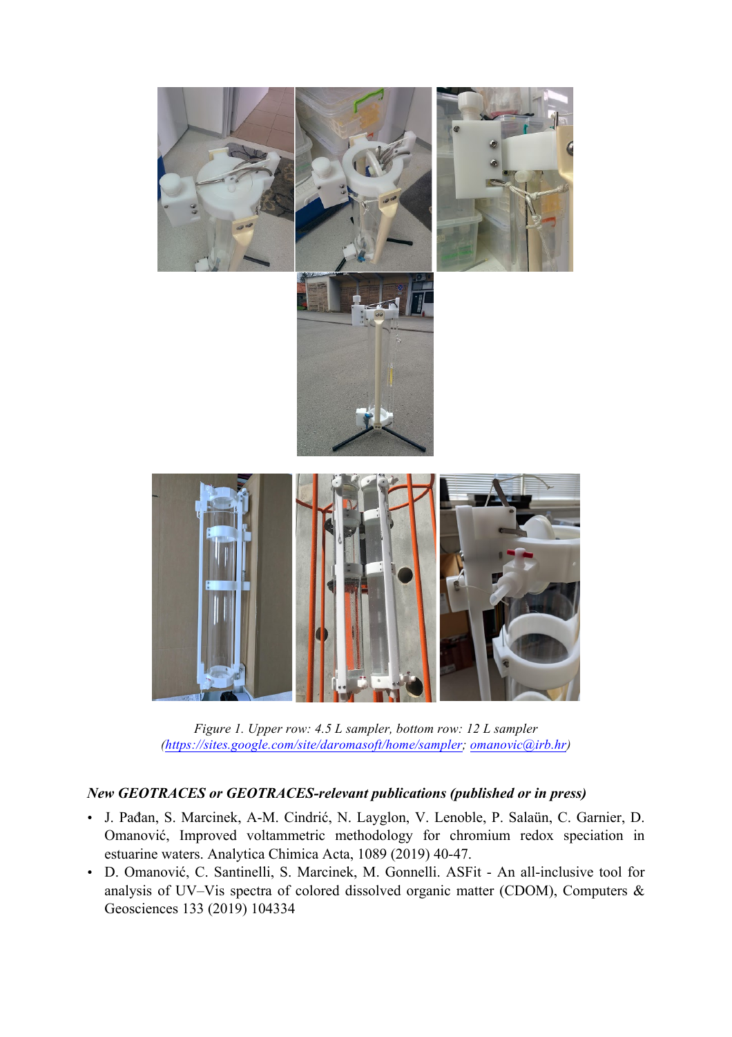*Figure 1. Upper row: 4.5 L sampler, bottom row: 12 L sampler (https://sites.google.com/site/daromasoft/home/sampler; omanovic@irb.hr)*

### *New GEOTRACES or GEOTRACES-relevant publications (published or in press)*

- J. Pađan, S. Marcinek, A-M. Cindrić, N. Layglon, V. Lenoble, P. Salaün, C. Garnier, D. Omanović, Improved voltammetric methodology for chromium redox speciation in estuarine waters. Analytica Chimica Acta, 1089 (2019) 40-47.
- D. Omanović, C. Santinelli, S. Marcinek, M. Gonnelli. ASFit - An all-inclusive tool for analysis of UV–Vis spectra of colored dissolved organic matter (CDOM), Computers & Geosciences 133 (2019) 104334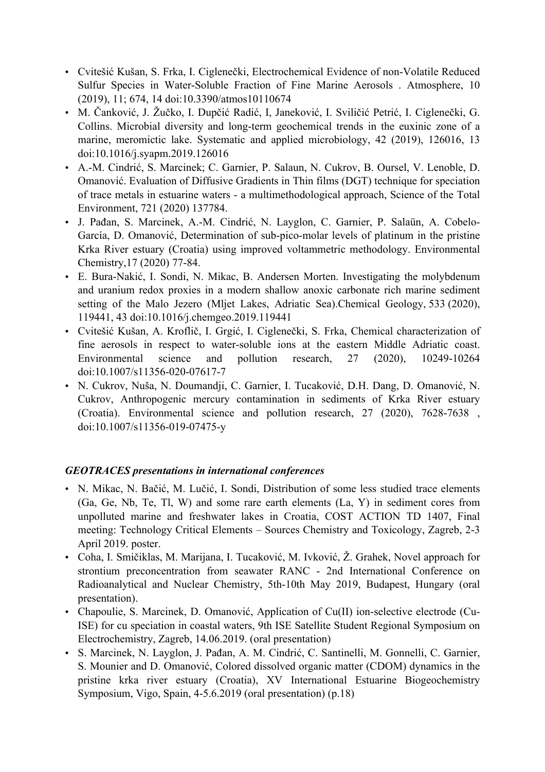- Cvitešić Kušan, S. Frka, I. Ciglenečki, Electrochemical Evidence of non-Volatile Reduced Sulfur Species in Water-Soluble Fraction of Fine Marine Aerosols . Atmosphere, 10 (2019), 11; 674, 14 doi:10.3390/atmos10110674
- M. Čanković, J. Žučko, I. Dupčić Radić, I, Janeković, I. Sviličić Petrić, I. Ciglenečki, G. Collins. Microbial diversity and long-term geochemical trends in the euxinic zone of a marine, meromictic lake. Systematic and applied microbiology, 42 (2019), 126016, 13 doi:10.1016/j.syapm.2019.126016
- A.-M. Cindrić, S. Marcinek; C. Garnier, P. Salaun, N. Cukrov, B. Oursel, V. Lenoble, D. Omanović. Evaluation of Diffusive Gradients in Thin films (DGT) technique for speciation of trace metals in estuarine waters - a multimethodological approach, Science of the Total Environment, 721 (2020) 137784.
- J. Pađan, S. Marcinek, A.-M. Cindrić, N. Layglon, C. Garnier, P. Salaün, A. Cobelo-García, D. Omanović, Determination of sub-pico-molar levels of platinum in the pristine Krka River estuary (Croatia) using improved voltammetric methodology. Environmental Chemistry,17 (2020) 77-84.
- E. Bura-Nakić, I. Sondi, N. Mikac, B. Andersen Morten. Investigating the molybdenum and uranium redox proxies in a modern shallow anoxic carbonate rich marine sediment setting of the Malo Jezero (Mljet Lakes, Adriatic Sea).Chemical Geology, 533 (2020), 119441, 43 doi:10.1016/j.chemgeo.2019.119441
- Cvitešić Kušan, A. Kroflič, I. Grgić, I. Ciglenečki, S. Frka, Chemical characterization of fine aerosols in respect to water-soluble ions at the eastern Middle Adriatic coast. Environmental science and pollution research, 27 (2020), 10249-10264 doi:10.1007/s11356-020-07617-7
- N. Cukrov, Nuša, N. Doumandji, C. Garnier, I. Tucaković, D.H. Dang, D. Omanović, N. Cukrov, Anthropogenic mercury contamination in sediments of Krka River estuary (Croatia). Environmental science and pollution research, 27 (2020), 7628-7638 , doi:10.1007/s11356-019-07475-y

### *GEOTRACES presentations in international conferences*

- N. Mikac, N. Bačić, M. Lučić, I. Sondi, Distribution of some less studied trace elements (Ga, Ge, Nb, Te, Tl, W) and some rare earth elements (La, Y) in sediment cores from unpolluted marine and freshwater lakes in Croatia, COST ACTION TD 1407, Final meeting: Technology Critical Elements – Sources Chemistry and Toxicology, Zagreb, 2-3 April 2019. poster.
- Coha, I. Smičiklas, M. Marijana, I. Tucaković, M. Ivković, Ž. Grahek, Novel approach for strontium preconcentration from seawater RANC - 2nd International Conference on Radioanalytical and Nuclear Chemistry, 5th-10th May 2019, Budapest, Hungary (oral presentation).
- Chapoulie, S. Marcinek, D. Omanović, Application of Cu(II) ion-selective electrode (Cu-ISE) for cu speciation in coastal waters, 9th ISE Satellite Student Regional Symposium on Electrochemistry, Zagreb, 14.06.2019. (oral presentation)
- S. Marcinek, N. Layglon, J. Pađan, A. M. Cindrić, C. Santinelli, M. Gonnelli, C. Garnier, S. Mounier and D. Omanović, Colored dissolved organic matter (CDOM) dynamics in the pristine krka river estuary (Croatia), XV International Estuarine Biogeochemistry Symposium, Vigo, Spain, 4-5.6.2019 (oral presentation) (p.18)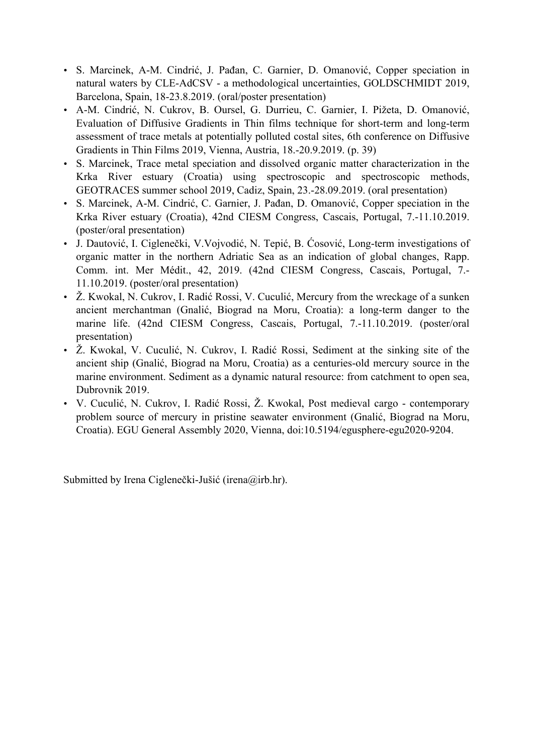- S. Marcinek, A-M. Cindrić, J. Pađan, C. Garnier, D. Omanović, Copper speciation in natural waters by CLE-AdCSV - a methodological uncertainties, GOLDSCHMIDT 2019, Barcelona, Spain, 18-23.8.2019. (oral/poster presentation)
- A-M. Cindrić, N. Cukrov, B. Oursel, G. Durrieu, C. Garnier, I. Pižeta, D. Omanović, Evaluation of Diffusive Gradients in Thin films technique for short-term and long-term assessment of trace metals at potentially polluted costal sites, 6th conference on Diffusive Gradients in Thin Films 2019, Vienna, Austria, 18.-20.9.2019. (p. 39)
- S. Marcinek, Trace metal speciation and dissolved organic matter characterization in the Krka River estuary (Croatia) using spectroscopic and spectroscopic methods, GEOTRACES summer school 2019, Cadiz, Spain, 23.-28.09.2019. (oral presentation)
- S. Marcinek, A-M. Cindrić, C. Garnier, J. Pađan, D. Omanović, Copper speciation in the Krka River estuary (Croatia), 42nd CIESM Congress, Cascais, Portugal, 7.-11.10.2019. (poster/oral presentation)
- J. Dautović, I. Ciglenečki, V.Vojvodić, N. Tepić, B. Ćosović, Long-term investigations of organic matter in the northern Adriatic Sea as an indication of global changes, Rapp. Comm. int. Mer Médit., 42, 2019. (42nd CIESM Congress, Cascais, Portugal, 7.-11.10.2019. (poster/oral presentation)
- Ž. Kwokal, N. Cukrov, I. Radić Rossi, V. Cuculić, Mercury from the wreckage of a sunken ancient merchantman (Gnalić, Biograd na Moru, Croatia): a long-term danger to the marine life. (42nd CIESM Congress, Cascais, Portugal, 7.-11.10.2019. (poster/oral presentation)
- Ž. Kwokal, V. Cuculić, N. Cukrov, I. Radić Rossi, Sediment at the sinking site of the ancient ship (Gnalić, Biograd na Moru, Croatia) as a centuries-old mercury source in the marine environment. Sediment as a dynamic natural resource: from catchment to open sea, Dubrovnik 2019.
- V. Cuculić, N. Cukrov, I. Radić Rossi, Ž. Kwokal, Post medieval cargo - contemporary problem source of mercury in pristine seawater environment (Gnalić, Biograd na Moru, Croatia). EGU General Assembly 2020, Vienna, doi:10.5194/egusphere-egu2020-9204.

Submitted by Irena Ciglenečki-Jušić (irena@irb.hr).